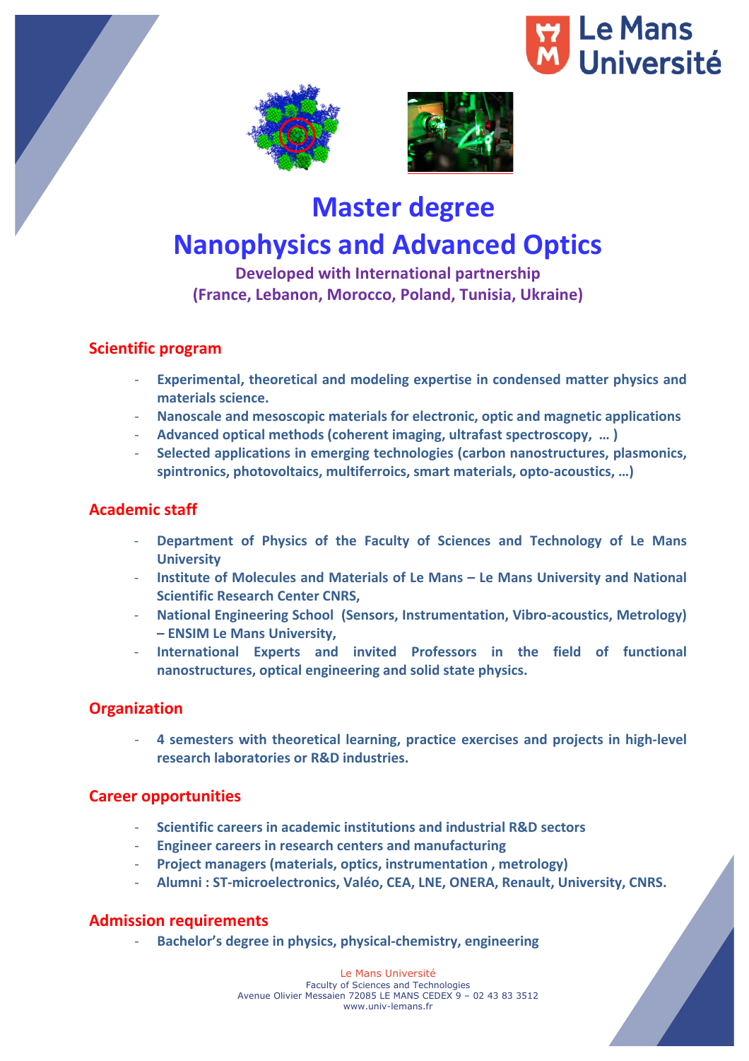# Master degree

# Nanophysics and Advanced Optics

**Developed with International partnership (France, Lebanon, Morocco, Poland, Tunisia, Ukraine)**

## Scientific program

- Experimental, theoretical and modeling expertise in condensed matter physics and materials science.
- Nanoscale and mesoscopic materials for electronic, optic and magnetic applications
- Advanced optical methods (coherent imaging, ultrafast spectroscopy, … )
- Selected applications in emerging technologies (carbon nanostructures, plasmonics, spintronics, photovoltaics, multiferroics, smart materials, opto-acoustics, …)

## Academic staff

- Department of Physics of the Faculty of Sciences and Technology of Le Mans University
- Institute of Molecules and Materials of Le Mans – Le Mans University and National Scientific Research Center CNRS,
- National Engineering School (Sensors, Instrumentation, Vibro-acoustics, Metrology) – ENSIM Le Mans University,
- International Experts and invited Professors in the field of functional nanostructures, optical engineering and solid state physics.

## Organization

- 4 semesters with theoretical learning, practice exercises and projects in high-level research laboratories or R&D industries.

## Career opportunities

- Scientific careers in academic institutions and industrial R&D sectors
- Engineer careers in research centers and manufacturing
- Project managers (materials, optics, instrumentation , metrology)
- Alumni : ST-microelectronics, Valéo, CEA, LNE, ONERA, Renault, University, CNRS.

## Admission requirements

- Bachelor's degree in physics, physical-chemistry, engineering

Le Mans Université
Faculty of Sciences and Technologies
Avenue Olivier Messaien 72085 LE MANS CEDEX 9 – 02 43 83 3512
www.univ-lemans.fr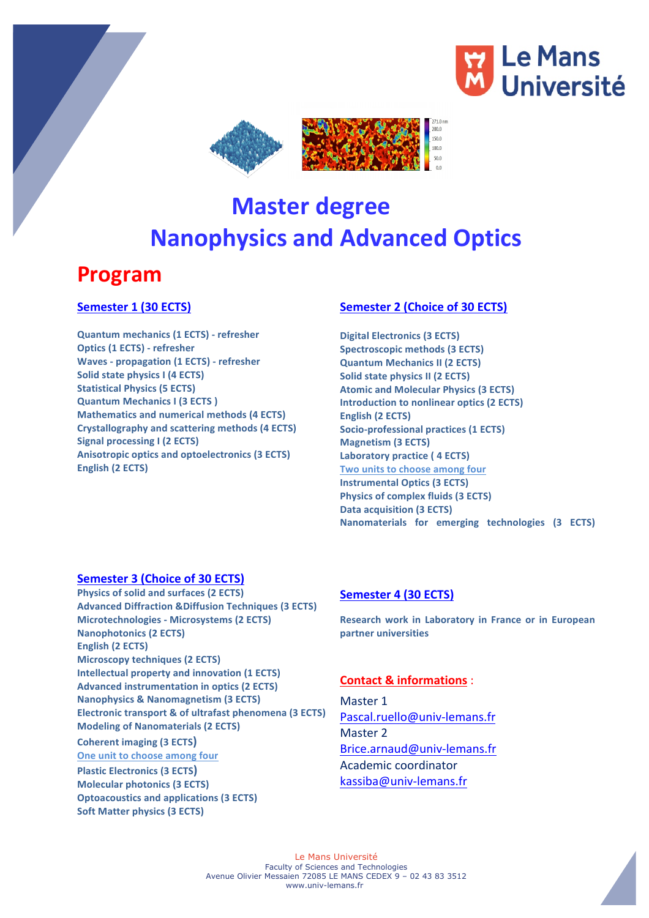# Master degree
# Nanophysics and Advanced Optics

## Program

### Semester 1 (30 ECTS)

**Quantum mechanics (1 ECTS) - refresher**
**Optics (1 ECTS) - refresher**
**Waves - propagation (1 ECTS) - refresher**
**Solid state physics I (4 ECTS)**
**Statistical Physics (5 ECTS)**
**Quantum Mechanics I (3 ECTS )**
**Mathematics and numerical methods (4 ECTS)**
**Crystallography and scattering methods (4 ECTS)**
**Signal processing I (2 ECTS)**
**Anisotropic optics and optoelectronics (3 ECTS)**
**English (2 ECTS)**

### Semester 2 (Choice of 30 ECTS)

**Digital Electronics (3 ECTS)**
**Spectroscopic methods (3 ECTS)**
**Quantum Mechanics II (2 ECTS)**
**Solid state physics II (2 ECTS)**
**Atomic and Molecular Physics (3 ECTS)**
**Introduction to nonlinear optics (2 ECTS)**
**English (2 ECTS)**
**Socio-professional practices (1 ECTS)**
**Magnetism (3 ECTS)**
**Laboratory practice ( 4 ECTS)**

Two units to choose among four

**Instrumental Optics (3 ECTS)**
**Physics of complex fluids (3 ECTS)**
**Data acquisition (3 ECTS)**
**Nanomaterials for emerging technologies (3 ECTS)**

### Semester 3 (Choice of 30 ECTS)

**Physics of solid and surfaces (2 ECTS)**
**Advanced Diffraction &Diffusion Techniques (3 ECTS)**
**Microtechnologies - Microsystems (2 ECTS)**
**Nanophotonics (2 ECTS)**
**English (2 ECTS)**
**Microscopy techniques (2 ECTS)**
**Intellectual property and innovation (1 ECTS)**
**Advanced instrumentation in optics (2 ECTS)**
**Nanophysics & Nanomagnetism (3 ECTS)**
**Electronic transport & of ultrafast phenomena (3 ECTS)**
**Modeling of Nanomaterials (2 ECTS)**
**Coherent imaging (3 ECTS)**

One unit to choose among four

**Plastic Electronics (3 ECTS)**
**Molecular photonics (3 ECTS)**
**Optoacoustics and applications (3 ECTS)**
**Soft Matter physics (3 ECTS)**

### Semester 4 (30 ECTS)

**Research work in Laboratory in France or in European partner universities**

### Contact & informations :

Master 1
Pascal.ruello@univ-lemans.fr
Master 2
Brice.arnaud@univ-lemans.fr
Academic coordinator
kassiba@univ-lemans.fr

Le Mans Université
Faculty of Sciences and Technologies
Avenue Olivier Messaien 72085 LE MANS CEDEX 9 – 02 43 83 3512
www.univ-lemans.fr